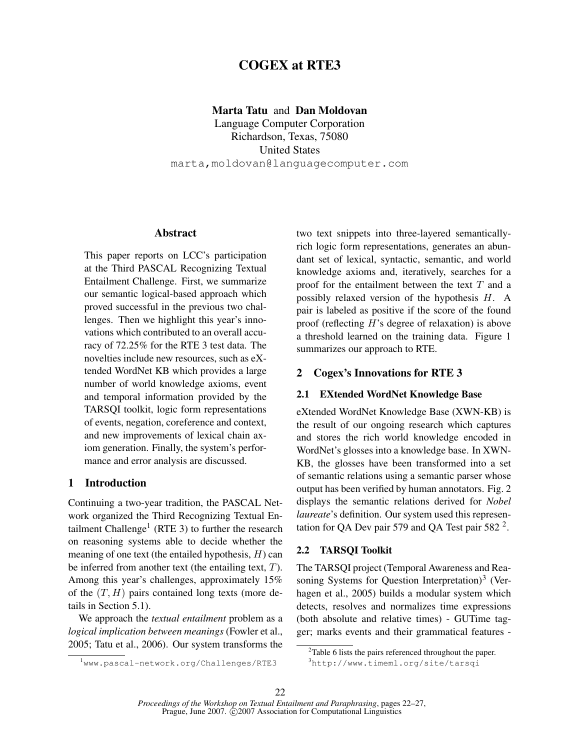# COGEX at RTE3

**Marta Tatu** and **Dan Moldovan**
Language Computer Corporation
Richardson, Texas, 75080
United States
marta,moldovan@languagecomputer.com

## Abstract

This paper reports on LCC's participation at the Third PASCAL Recognizing Textual Entailment Challenge. First, we summarize our semantic logical-based approach which proved successful in the previous two challenges. Then we highlight this year's innovations which contributed to an overall accuracy of 72.25% for the RTE 3 test data. The novelties include new resources, such as eXtended WordNet KB which provides a large number of world knowledge axioms, event and temporal information provided by the TARSQI toolkit, logic form representations of events, negation, coreference and context, and new improvements of lexical chain axiom generation. Finally, the system's performance and error analysis are discussed.

## 1 Introduction

Continuing a two-year tradition, the PASCAL Network organized the Third Recognizing Textual Entailment Challenge[1] (RTE 3) to further the research on reasoning systems able to decide whether the meaning of one text (the entailed hypothesis, $H$) can be inferred from another text (the entailing text, $T$). Among this year's challenges, approximately 15% of the $(T, H)$ pairs contained long texts (more details in Section 5.1).

We approach the *textual entailment* problem as a *logical implication between meanings* (Fowler et al., 2005; Tatu et al., 2006). Our system transforms the two text snippets into three-layered semantically-rich logic form representations, generates an abundant set of lexical, syntactic, semantic, and world knowledge axioms and, iteratively, searches for a proof for the entailment between the text $T$ and a possibly relaxed version of the hypothesis $H$. A pair is labeled as positive if the score of the found proof (reflecting $H$'s degree of relaxation) is above a threshold learned on the training data. Figure 1 summarizes our approach to RTE.

## 2 Cogex's Innovations for RTE 3

### 2.1 EXtended WordNet Knowledge Base

eXtended WordNet Knowledge Base (XWN-KB) is the result of our ongoing research which captures and stores the rich world knowledge encoded in WordNet's glosses into a knowledge base. In XWN-KB, the glosses have been transformed into a set of semantic relations using a semantic parser whose output has been verified by human annotators. Fig. 2 displays the semantic relations derived for *Nobel laureate*'s definition. Our system used this representation for QA Dev pair 579 and QA Test pair 582 [2].

### 2.2 TARSQI Toolkit

The TARSQI project (Temporal Awareness and Reasoning Systems for Question Interpretation)[3] (Verhagen et al., 2005) builds a modular system which detects, resolves and normalizes time expressions (both absolute and relative times) - GUTime tagger; marks events and their grammatical features -

[1] www.pascal-network.org/Challenges/RTE3

[2] Table 6 lists the pairs referenced throughout the paper.

[3] http://www.timeml.org/site/tarsqi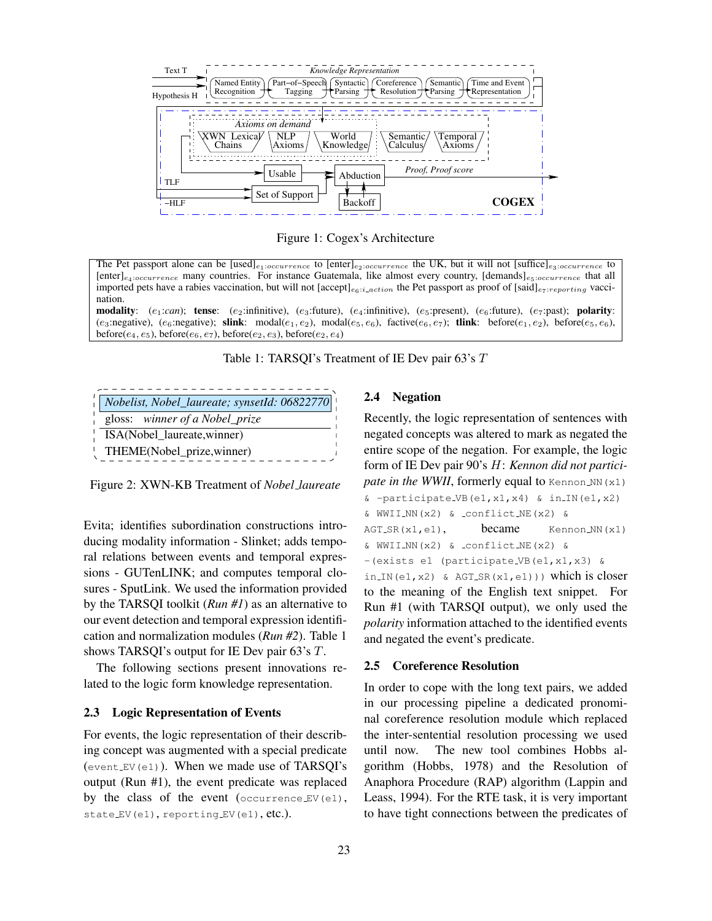Figure 1: Cogex's Architecture

The Pet passport alone can be [used]$_{e_1:occurrence}$ to [enter]$_{e_2:occurrence}$ the UK, but it will not [suffice]$_{e_3:occurrence}$ to [enter]$_{e_4:occurrence}$ many countries. For instance Guatemala, like almost every country, [demands]$_{e_5:occurrence}$ that all imported pets have a rabies vaccination, but will not [accept]$_{e_6:i\_action}$ the Pet passport as proof of [said]$_{e_7:reporting}$ vaccination.
**modality**: ($e_1$:*can*); **tense**: ($e_2$:infinitive), ($e_3$:future), ($e_4$:infinitive), ($e_5$:present), ($e_6$:future), ($e_7$:past); **polarity**: ($e_3$:negative), ($e_6$:negative); **slink**: modal($e_1, e_2$), modal($e_5, e_6$), factive($e_6, e_7$); **tlink**: before($e_1, e_2$), before($e_5, e_6$), before($e_4, e_5$), before($e_6, e_7$), before($e_2, e_3$), before($e_2, e_4$)

Table 1: TARSQI's Treatment of IE Dev pair 63's $T$

*Nobelist, Nobel_laureate; synsetId: 06822770*
gloss: *winner of a Nobel_prize*
ISA(Nobel_laureate,winner)
THEME(Nobel_prize,winner)

Figure 2: XWN-KB Treatment of *Nobel_laureate*

Evita; identifies subordination constructions introducing modality information - Slinket; adds temporal relations between events and temporal expressions - GUTenLINK; and computes temporal closures - SputLink. We used the information provided by the TARSQI toolkit (*Run #1*) as an alternative to our event detection and temporal expression identification and normalization modules (*Run #2*). Table 1 shows TARSQI's output for IE Dev pair 63's $T$.

The following sections present innovations related to the logic form knowledge representation.

### 2.3 Logic Representation of Events

For events, the logic representation of their describing concept was augmented with a special predicate (`event_EV(e1)`). When we made use of TARSQI's output (Run #1), the event predicate was replaced by the class of the event (`occurrence_EV(e1)`, `state_EV(e1)`, `reporting_EV(e1)`, etc.).

### 2.4 Negation

Recently, the logic representation of sentences with negated concepts was altered to mark as negated the entire scope of the negation. For example, the logic form of IE Dev pair 90's $H$: ***Kennon did not participate in the WWII***, formerly equal to `Kennon_NN(x1) & -participate_VB(e1,x1,x4) & in_IN(e1,x2) & WWII_NN(x2) & _conflict_NE(x2) & AGT_SR(x1,e1)`, became `Kennon_NN(x1) & WWII_NN(x2) & _conflict_NE(x2) & -(exists e1 (participate_VB(e1,x1,x3) & in_IN(e1,x2) & AGT_SR(x1,e1)))` which is closer to the meaning of the English text snippet. For Run #1 (with TARSQI output), we only used the *polarity* information attached to the identified events and negated the event's predicate.

### 2.5 Coreference Resolution

In order to cope with the long text pairs, we added in our processing pipeline a dedicated pronominal coreference resolution module which replaced the inter-sentential resolution processing we used until now. The new tool combines Hobbs algorithm (Hobbs, 1978) and the Resolution of Anaphora Procedure (RAP) algorithm (Lappin and Leass, 1994). For the RTE task, it is very important to have tight connections between the predicates of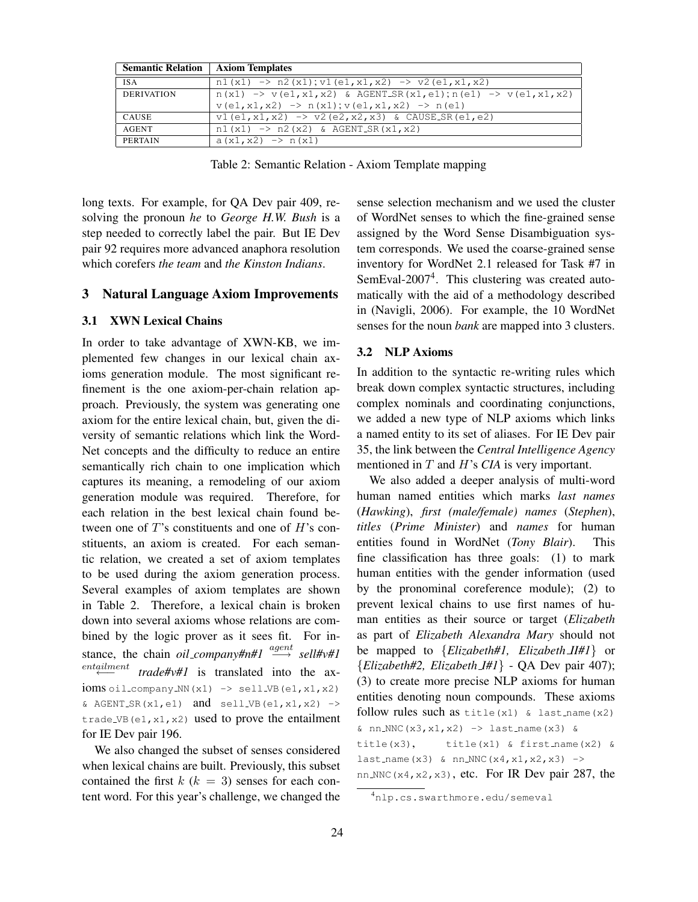| Semantic Relation | Axiom Templates |
|---|---|
| ISA | `n1(x1) -> n2(x1);v1(e1,x1,x2) -> v2(e1,x1,x2)` |
| DERIVATION | `n(x1) -> v(e1,x1,x2) & AGENT_SR(x1,e1);n(e1) -> v(e1,x1,x2)` `v(e1,x1,x2) -> n(x1);v(e1,x1,x2) -> n(e1)` |
| CAUSE | `v1(e1,x1,x2) -> v2(e2,x2,x3) & CAUSE_SR(e1,e2)` |
| AGENT | `n1(x1) -> n2(x2) & AGENT_SR(x1,x2)` |
| PERTAIN | `a(x1,x2) -> n(x1)` |

Table 2: Semantic Relation - Axiom Template mapping

long texts. For example, for QA Dev pair 409, resolving the pronoun *he* to *George H.W. Bush* is a step needed to correctly label the pair. But IE Dev pair 92 requires more advanced anaphora resolution which corefers *the team* and *the Kinston Indians*.

## 3 Natural Language Axiom Improvements

### 3.1 XWN Lexical Chains

In order to take advantage of XWN-KB, we implemented few changes in our lexical chain axioms generation module. The most significant refinement is the one axiom-per-chain relation approach. Previously, the system was generating one axiom for the entire lexical chain, but, given the diversity of semantic relations which link the WordNet concepts and the difficulty to reduce an entire semantically rich chain to one implication which captures its meaning, a remodeling of our axiom generation module was required. Therefore, for each relation in the best lexical chain found between one of $T$'s constituents and one of $H$'s constituents, an axiom is created. For each semantic relation, we created a set of axiom templates to be used during the axiom generation process. Several examples of axiom templates are shown in Table 2. Therefore, a lexical chain is broken down into several axioms whose relations are combined by the logic prover as it sees fit. For instance, the chain *oil_company#n#1* $\stackrel{agent}{\longrightarrow}$ *sell#v#1* $\stackrel{entailment}{\longleftarrow}$ *trade#v#1* is translated into the axioms `oil_company_NN(x1) -> sell_VB(e1,x1,x2) & AGENT_SR(x1,e1)` and `sell_VB(e1,x1,x2) -> trade_VB(e1,x1,x2)` used to prove the entailment for IE Dev pair 196.

We also changed the subset of senses considered when lexical chains are built. Previously, this subset contained the first $k$ ($k = 3$) senses for each content word. For this year's challenge, we changed the sense selection mechanism and we used the cluster of WordNet senses to which the fine-grained sense assigned by the Word Sense Disambiguation system corresponds. We used the coarse-grained sense inventory for WordNet 2.1 released for Task #7 in SemEval-2007[4]. This clustering was created automatically with the aid of a methodology described in (Navigli, 2006). For example, the 10 WordNet senses for the noun *bank* are mapped into 3 clusters.

### 3.2 NLP Axioms

In addition to the syntactic re-writing rules which break down complex syntactic structures, including complex nominals and coordinating conjunctions, we added a new type of NLP axioms which links a named entity to its set of aliases. For IE Dev pair 35, the link between the *Central Intelligence Agency* mentioned in $T$ and $H$'s *CIA* is very important.

We also added a deeper analysis of multi-word human named entities which marks *last names* (*Hawking*), *first (male/female) names* (*Stephen*), *titles* (*Prime Minister*) and *names* for human entities found in WordNet (*Tony Blair*). This fine classification has three goals: (1) to mark human entities with the gender information (used by the pronominal coreference module); (2) to prevent lexical chains to use first names of human entities as their source or target (*Elizabeth* as part of *Elizabeth Alexandra Mary* should not be mapped to {*Elizabeth#1, Elizabeth_II#1*} or {*Elizabeth#2, Elizabeth_I#1*} - QA Dev pair 407); (3) to create more precise NLP axioms for human entities denoting noun compounds. These axioms follow rules such as `title(x1) & last_name(x2) & nn_NNC(x3,x1,x2) -> last_name(x3) & title(x3)`, `title(x1) & first_name(x2) & last_name(x3) & nn_NNC(x4,x1,x2,x3) -> nn_NNC(x4,x2,x3)`, etc. For IR Dev pair 287, the

[4] nlp.cs.swarthmore.edu/semeval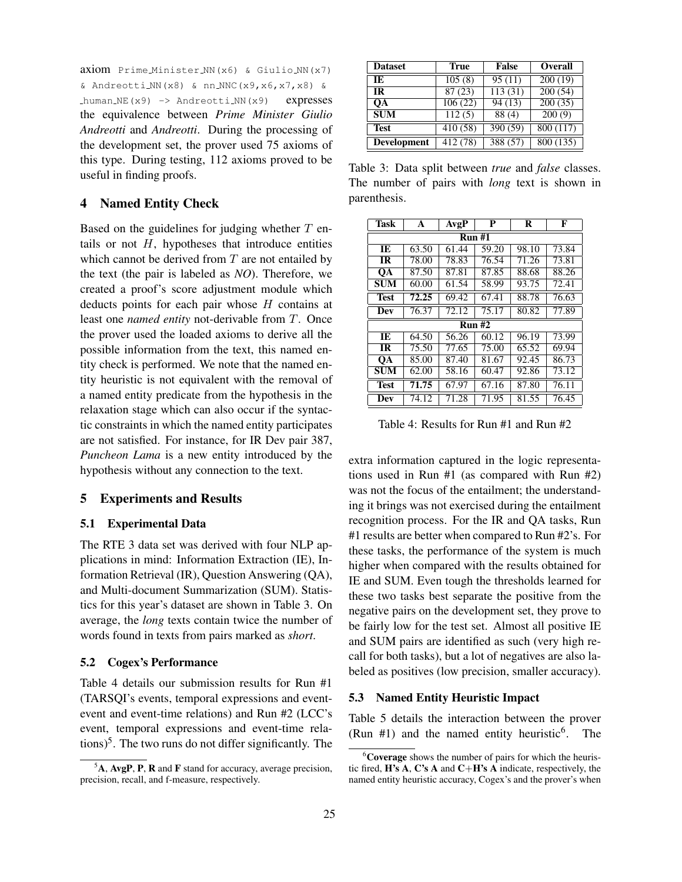axiom `Prime_Minister_NN(x6) & Giulio_NN(x7) & Andreotti_NN(x8) & nn_NNC(x9,x6,x7,x8) & _human_NE(x9) -> Andreotti_NN(x9)` expresses the equivalence between *Prime Minister Giulio Andreotti* and *Andreotti*. During the processing of the development set, the prover used 75 axioms of this type. During testing, 112 axioms proved to be useful in finding proofs.

## 4 Named Entity Check

Based on the guidelines for judging whether $T$ entails or not $H$, hypotheses that introduce entities which cannot be derived from $T$ are not entailed by the text (the pair is labeled as *NO*). Therefore, we created a proof's score adjustment module which deducts points for each pair whose $H$ contains at least one *named entity* not-derivable from $T$. Once the prover used the loaded axioms to derive all the possible information from the text, this named entity check is performed. We note that the named entity heuristic is not equivalent with the removal of a named entity predicate from the hypothesis in the relaxation stage which can also occur if the syntactic constraints in which the named entity participates are not satisfied. For instance, for IR Dev pair 387, *Puncheon Lama* is a new entity introduced by the hypothesis without any connection to the text.

## 5 Experiments and Results

### 5.1 Experimental Data

The RTE 3 data set was derived with four NLP applications in mind: Information Extraction (IE), Information Retrieval (IR), Question Answering (QA), and Multi-document Summarization (SUM). Statistics for this year's dataset are shown in Table 3. On average, the *long* texts contain twice the number of words found in texts from pairs marked as *short*.

### 5.2 Cogex's Performance

Table 4 details our submission results for Run #1 (TARSQI's events, temporal expressions and event-event and event-time relations) and Run #2 (LCC's event, temporal expressions and event-time relations)[5]. The two runs do not differ significantly. The extra information captured in the logic representations used in Run #1 (as compared with Run #2) was not the focus of the entailment; the understanding it brings was not exercised during the entailment recognition process. For the IR and QA tasks, Run #1 results are better when compared to Run #2's. For these tasks, the performance of the system is much higher when compared with the results obtained for IE and SUM. Even tough the thresholds learned for these two tasks best separate the positive from the negative pairs on the development set, they prove to be fairly low for the test set. Almost all positive IE and SUM pairs are identified as such (very high recall for both tasks), but a lot of negatives are also labeled as positives (low precision, smaller accuracy).

| Dataset | True | False | Overall |
|---|---|---|---|
| IE | 105 (8) | 95 (11) | 200 (19) |
| IR | 87 (23) | 113 (31) | 200 (54) |
| QA | 106 (22) | 94 (13) | 200 (35) |
| SUM | 112 (5) | 88 (4) | 200 (9) |
| Test | 410 (58) | 390 (59) | 800 (117) |
| Development | 412 (78) | 388 (57) | 800 (135) |

Table 3: Data split between *true* and *false* classes. The number of pairs with *long* text is shown in parenthesis.

| Task | A | AvgP | P | R | F |
|---|---|---|---|---|---|
| **Run #1** | | | | | |
| IE | 63.50 | 61.44 | 59.20 | 98.10 | 73.84 |
| IR | 78.00 | 78.83 | 76.54 | 71.26 | 73.81 |
| QA | 87.50 | 87.81 | 87.85 | 88.68 | 88.26 |
| SUM | 60.00 | 61.54 | 58.99 | 93.75 | 72.41 |
| Test | **72.25** | 69.42 | 67.41 | 88.78 | 76.63 |
| Dev | 76.37 | 72.12 | 75.17 | 80.82 | 77.89 |
| **Run #2** | | | | | |
| IE | 64.50 | 56.26 | 60.12 | 96.19 | 73.99 |
| IR | 75.50 | 77.65 | 75.00 | 65.52 | 69.94 |
| QA | 85.00 | 87.40 | 81.67 | 92.45 | 86.73 |
| SUM | 62.00 | 58.16 | 60.47 | 92.86 | 73.12 |
| Test | **71.75** | 67.97 | 67.16 | 87.80 | 76.11 |
| Dev | 74.12 | 71.28 | 71.95 | 81.55 | 76.45 |

Table 4: Results for Run #1 and Run #2

### 5.3 Named Entity Heuristic Impact

Table 5 details the interaction between the prover (Run #1) and the named entity heuristic[6]. The

[5] **A**, **AvgP**, **P**, **R** and **F** stand for accuracy, average precision, precision, recall, and f-measure, respectively.

[6] **Coverage** shows the number of pairs for which the heuristic fired, **H's A**, **C's A** and **C+H's A** indicate, respectively, the named entity heuristic accuracy, Cogex's and the prover's when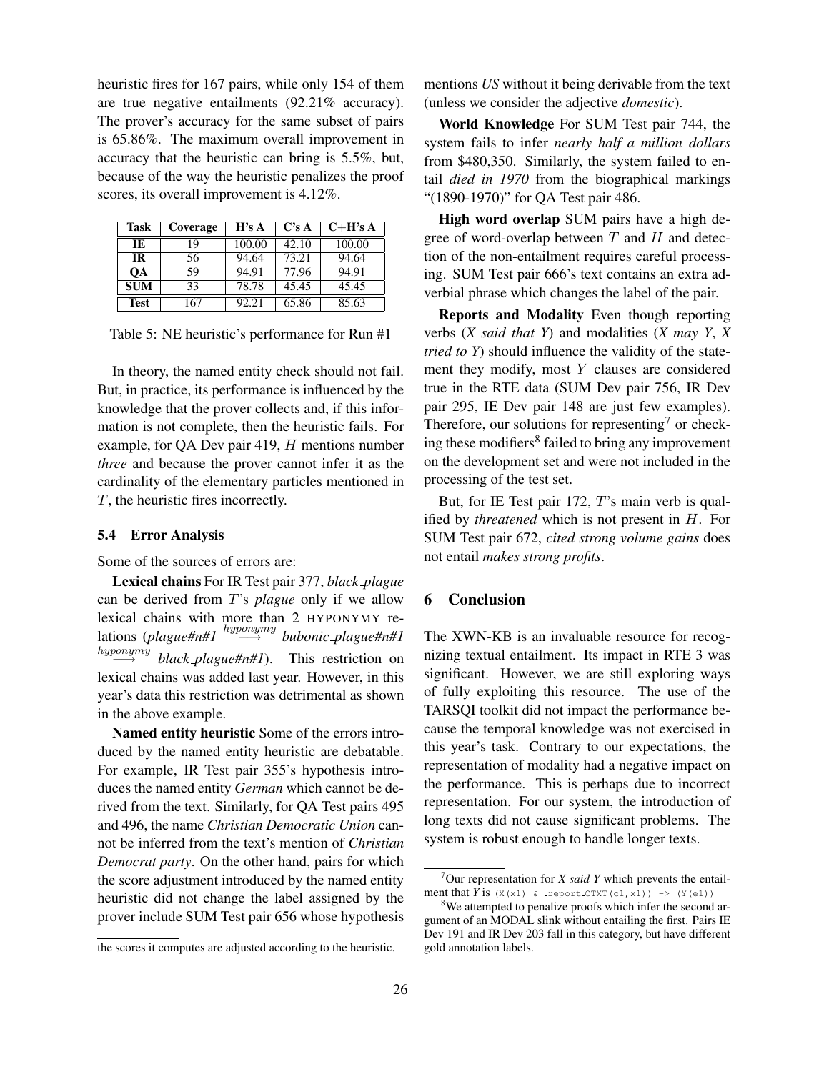heuristic fires for 167 pairs, while only 154 of them are true negative entailments (92.21% accuracy). The prover's accuracy for the same subset of pairs is 65.86%. The maximum overall improvement in accuracy that the heuristic can bring is 5.5%, but, because of the way the heuristic penalizes the proof scores, its overall improvement is 4.12%.

| Task | Coverage | H's A | C's A | C+H's A |
|---|---|---|---|---|
| IE | 19 | 100.00 | 42.10 | 100.00 |
| IR | 56 | 94.64 | 73.21 | 94.64 |
| QA | 59 | 94.91 | 77.96 | 94.91 |
| SUM | 33 | 78.78 | 45.45 | 45.45 |
| Test | 167 | 92.21 | 65.86 | 85.63 |

Table 5: NE heuristic's performance for Run #1

In theory, the named entity check should not fail. But, in practice, its performance is influenced by the knowledge that the prover collects and, if this information is not complete, then the heuristic fails. For example, for QA Dev pair 419, $H$ mentions number *three* and because the prover cannot infer it as the cardinality of the elementary particles mentioned in $T$, the heuristic fires incorrectly.

### 5.4 Error Analysis

Some of the sources of errors are:

**Lexical chains** For IR Test pair 377, *black_plague* can be derived from $T$'s *plague* only if we allow lexical chains with more than 2 HYPONYMY relations (*plague#n#1* $\stackrel{hyponymy}{\longrightarrow}$ *bubonic_plague#n#1* $\stackrel{hyponymy}{\longrightarrow}$ *black_plague#n#1*). This restriction on lexical chains was added last year. However, in this year's data this restriction was detrimental as shown in the above example.

**Named entity heuristic** Some of the errors introduced by the named entity heuristic are debatable. For example, IR Test pair 355's hypothesis introduces the named entity *German* which cannot be derived from the text. Similarly, for QA Test pairs 495 and 496, the name *Christian Democratic Union* cannot be inferred from the text's mention of *Christian Democrat party*. On the other hand, pairs for which the score adjustment introduced by the named entity heuristic did not change the label assigned by the prover include SUM Test pair 656 whose hypothesis mentions *US* without it being derivable from the text (unless we consider the adjective *domestic*).

---

the scores it computes are adjusted according to the heuristic.

**World Knowledge** For SUM Test pair 744, the system fails to infer *nearly half a million dollars* from $480,350. Similarly, the system failed to entail *died in 1970* from the biographical markings "(1890-1970)" for QA Test pair 486.

**High word overlap** SUM pairs have a high degree of word-overlap between $T$ and $H$ and detection of the non-entailment requires careful processing. SUM Test pair 666's text contains an extra adverbial phrase which changes the label of the pair.

**Reports and Modality** Even though reporting verbs (*X said that Y*) and modalities (*X may Y*, *X tried to Y*) should influence the validity of the statement they modify, most $Y$ clauses are considered true in the RTE data (SUM Dev pair 756, IR Dev pair 295, IE Dev pair 148 are just few examples). Therefore, our solutions for representing[7] or checking these modifiers[8] failed to bring any improvement on the development set and were not included in the processing of the test set.

But, for IE Test pair 172, $T$'s main verb is qualified by *threatened* which is not present in $H$. For SUM Test pair 672, *cited strong volume gains* does not entail *makes strong profits*.

## 6 Conclusion

The XWN-KB is an invaluable resource for recognizing textual entailment. Its impact in RTE 3 was significant. However, we are still exploring ways of fully exploiting this resource. The use of the TARSQI toolkit did not impact the performance because the temporal knowledge was not exercised in this year's task. Contrary to our expectations, the representation of modality had a negative impact on the performance. This is perhaps due to incorrect representation. For our system, the introduction of long texts did not cause significant problems. The system is robust enough to handle longer texts.

---

[7] Our representation for *X said Y* which prevents the entailment that *Y* is `(X(x1) & _report_CTXT(c1,x1)) -> (Y(e1))`

[8] We attempted to penalize proofs which infer the second argument of an MODAL slink without entailing the first. Pairs IE Dev 191 and IR Dev 203 fall in this category, but have different gold annotation labels.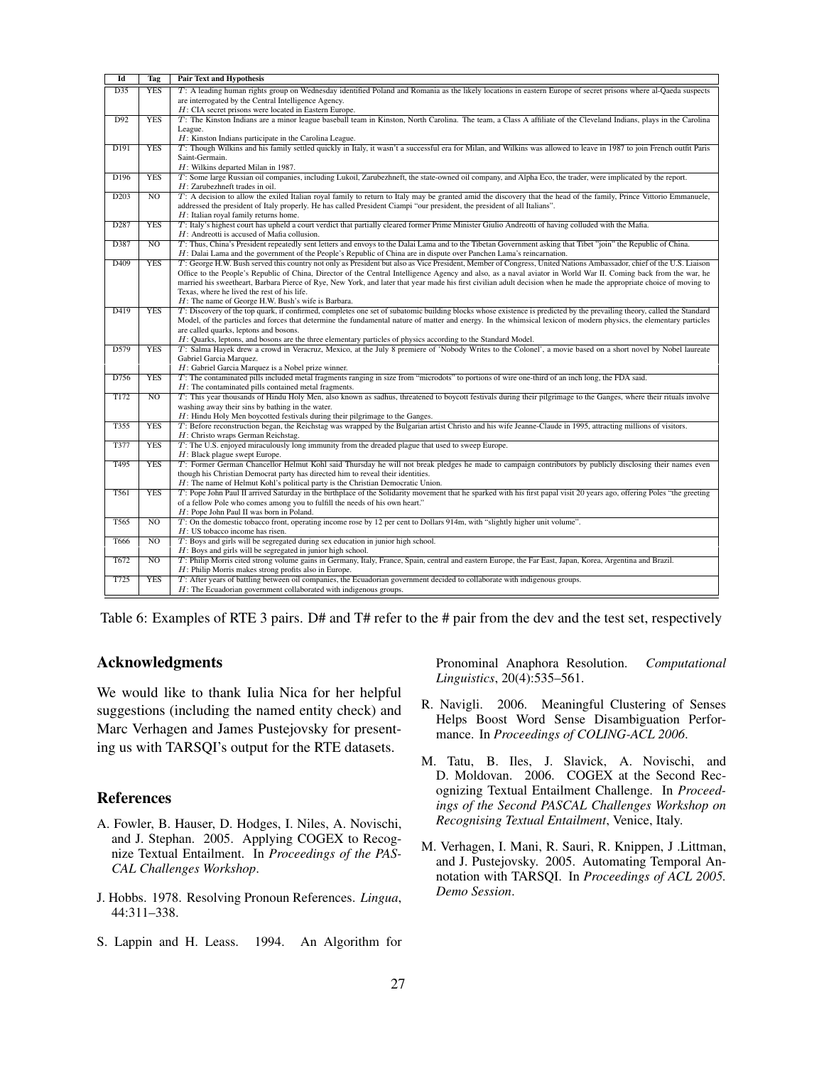| Id | Tag | Pair Text and Hypothesis |
|---|---|---|
| D35 | YES | $T$: A leading human rights group on Wednesday identified Poland and Romania as the likely locations in eastern Europe of secret prisons where al-Qaeda suspects are interrogated by the Central Intelligence Agency.<br>$H$: CIA secret prisons were located in Eastern Europe. |
| D92 | YES | $T$: The Kinston Indians are a minor league baseball team in Kinston, North Carolina. The team, a Class A affiliate of the Cleveland Indians, plays in the Carolina League.<br>$H$: Kinston Indians participate in the Carolina League. |
| D191 | YES | $T$: Though Wilkins and his family settled quickly in Italy, it wasn't a successful era for Milan, and Wilkins was allowed to leave in 1987 to join French outfit Paris Saint-Germain.<br>$H$: Wilkins departed Milan in 1987. |
| D196 | YES | $T$: Some large Russian oil companies, including Lukoil, Zarubezhneft, the state-owned oil company, and Alpha Eco, the trader, were implicated by the report.<br>$H$: Zarubezhneft trades in oil. |
| D203 | NO | $T$: A decision to allow the exiled Italian royal family to return to Italy may be granted amid the discovery that the head of the family, Prince Vittorio Emmanuele, addressed the president of Italy properly. He has called President Ciampi "our president, the president of all Italians".<br>$H$: Italian royal family returns home. |
| D287 | YES | $T$: Italy's highest court has upheld a court verdict that partially cleared former Prime Minister Giulio Andreotti of having colluded with the Mafia.<br>$H$: Andreotti is accused of Mafia collusion. |
| D387 | NO | $T$: Thus, China's President repeatedly sent letters and envoys to the Dalai Lama and to the Tibetan Government asking that Tibet "join" the Republic of China.<br>$H$: Dalai Lama and the government of the People's Republic of China are in dispute over Panchen Lama's reincarnation. |
| D409 | YES | $T$: George H.W. Bush served this country not only as President but also as Vice President, Member of Congress, United Nations Ambassador, chief of the U.S. Liaison Office to the People's Republic of China, Director of the Central Intelligence Agency and also, as a naval aviator in World War II. Coming back from the war, he married his sweetheart, Barbara Pierce of Rye, New York, and later that year made his first civilian adult decision when he made the appropriate choice of moving to Texas, where he lived the rest of his life.<br>$H$: The name of George H.W. Bush's wife is Barbara. |
| D419 | YES | $T$: Discovery of the top quark, if confirmed, completes one set of subatomic building blocks whose existence is predicted by the prevailing theory, called the Standard Model, of the particles and forces that determine the fundamental nature of matter and energy. In the whimsical lexicon of modern physics, the elementary particles are called quarks, leptons and bosons.<br>$H$: Quarks, leptons, and bosons are the three elementary particles of physics according to the Standard Model. |
| D579 | YES | $T$: Salma Hayek drew a crowd in Veracruz, Mexico, at the July 8 premiere of 'Nobody Writes to the Colonel', a movie based on a short novel by Nobel laureate Gabriel Garcia Marquez.<br>$H$: Gabriel Garcia Marquez is a Nobel prize winner. |
| D756 | YES | $T$: The contaminated pills included metal fragments ranging in size from "microdots" to portions of wire one-third of an inch long, the FDA said.<br>$H$: The contaminated pills contained metal fragments. |
| T172 | NO | $T$: This year thousands of Hindu Holy Men, also known as sadhus, threatened to boycott festivals during their pilgrimage to the Ganges, where their rituals involve washing away their sins by bathing in the water.<br>$H$: Hindu Holy Men boycotted festivals during their pilgrimage to the Ganges. |
| T355 | YES | $T$: Before reconstruction began, the Reichstag was wrapped by the Bulgarian artist Christo and his wife Jeanne-Claude in 1995, attracting millions of visitors.<br>$H$: Christo wraps German Reichstag. |
| T377 | YES | $T$: The U.S. enjoyed miraculously long immunity from the dreaded plague that used to sweep Europe.<br>$H$: Black plague swept Europe. |
| T495 | YES | $T$: Former German Chancellor Helmut Kohl said Thursday he will not break pledges he made to campaign contributors by publicly disclosing their names even though his Christian Democrat party has directed him to reveal their identities.<br>$H$: The name of Helmut Kohl's political party is the Christian Democratic Union. |
| T561 | YES | $T$: Pope John Paul II arrived Saturday in the birthplace of the Solidarity movement that he sparked with his first papal visit 20 years ago, offering Poles "the greeting of a fellow Pole who comes among you to fulfill the needs of his own heart."<br>$H$: Pope John Paul II was born in Poland. |
| T565 | NO | $T$: On the domestic tobacco front, operating income rose by 12 per cent to Dollars 914m, with "slightly higher unit volume".<br>$H$: US tobacco income has risen. |
| T666 | NO | $T$: Boys and girls will be segregated during sex education in junior high school.<br>$H$: Boys and girls will be segregated in junior high school. |
| T672 | NO | $T$: Philip Morris cited strong volume gains in Germany, Italy, France, Spain, central and eastern Europe, the Far East, Japan, Korea, Argentina and Brazil.<br>$H$: Philip Morris makes strong profits also in Europe. |
| T725 | YES | $T$: After years of battling between oil companies, the Ecuadorian government decided to collaborate with indigenous groups.<br>$H$: The Ecuadorian government collaborated with indigenous groups. |

Table 6: Examples of RTE 3 pairs. D# and T# refer to the # pair from the dev and the test set, respectively

## Acknowledgments

We would like to thank Iulia Nica for her helpful suggestions (including the named entity check) and Marc Verhagen and James Pustejovsky for presenting us with TARSQI's output for the RTE datasets.

## References

A. Fowler, B. Hauser, D. Hodges, I. Niles, A. Novischi, and J. Stephan. 2005. Applying COGEX to Recognize Textual Entailment. In *Proceedings of the PASCAL Challenges Workshop*.

J. Hobbs. 1978. Resolving Pronoun References. *Lingua*, 44:311–338.

S. Lappin and H. Leass. 1994. An Algorithm for Pronominal Anaphora Resolution. *Computational Linguistics*, 20(4):535–561.

R. Navigli. 2006. Meaningful Clustering of Senses Helps Boost Word Sense Disambiguation Performance. In *Proceedings of COLING-ACL 2006*.

M. Tatu, B. Iles, J. Slavick, A. Novischi, and D. Moldovan. 2006. COGEX at the Second Recognizing Textual Entailment Challenge. In *Proceedings of the Second PASCAL Challenges Workshop on Recognising Textual Entailment*, Venice, Italy.

M. Verhagen, I. Mani, R. Sauri, R. Knippen, J .Littman, and J. Pustejovsky. 2005. Automating Temporal Annotation with TARSQI. In *Proceedings of ACL 2005. Demo Session*.